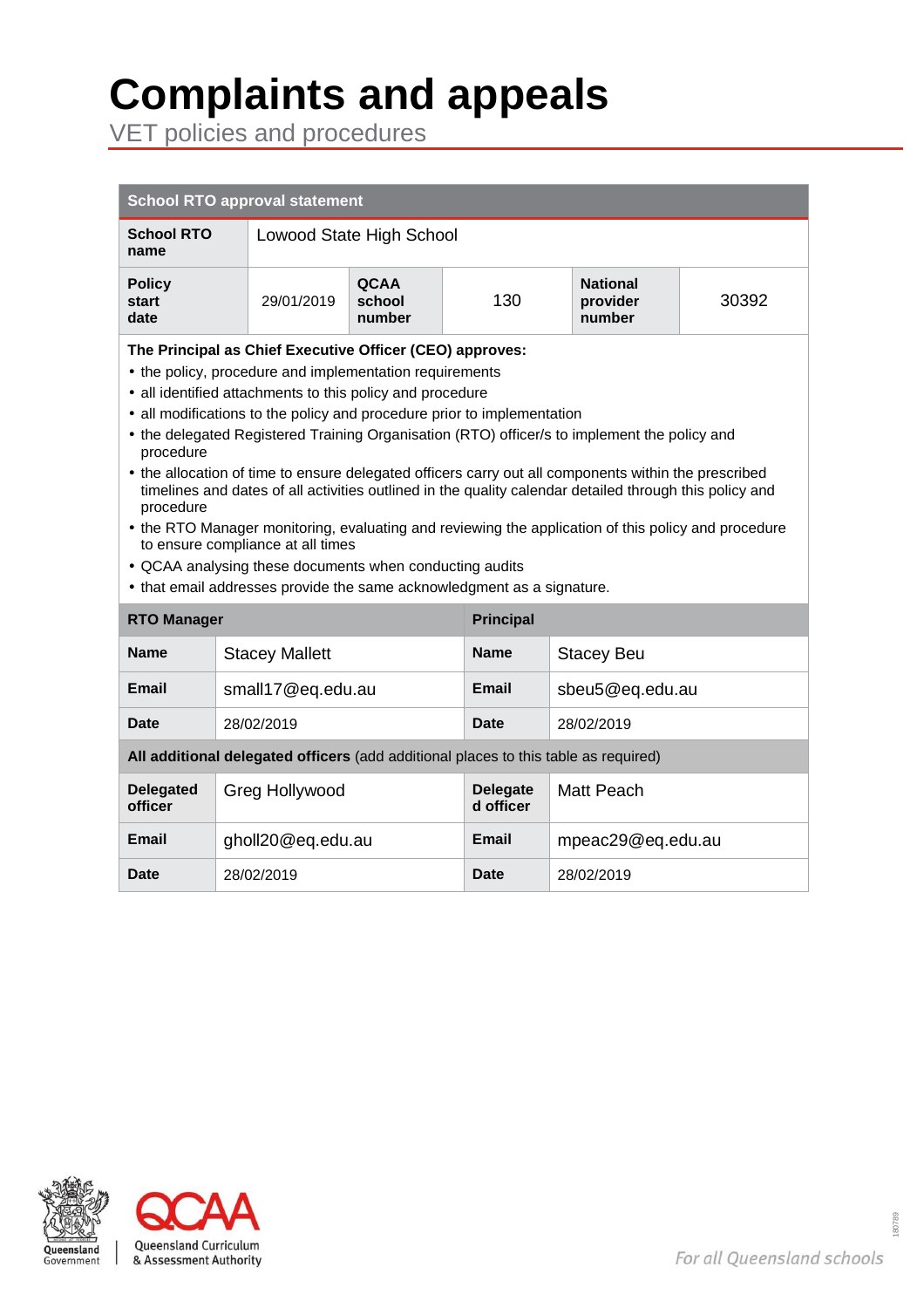# Complaints and appeals

## VET policies and procedures

| School RTO approval statement | | | | | |
|---|---|---|---|---|---|
| **School RTO name** | Lowood State High School | | | | |
| **Policy start date** | 29/01/2019 | **QCAA school number** | 130 | **National provider number** | 30392 |

**The Principal as Chief Executive Officer (CEO) approves:**

- the policy, procedure and implementation requirements
- all identified attachments to this policy and procedure
- all modifications to the policy and procedure prior to implementation
- the delegated Registered Training Organisation (RTO) officer/s to implement the policy and procedure
- the allocation of time to ensure delegated officers carry out all components within the prescribed timelines and dates of all activities outlined in the quality calendar detailed through this policy and procedure
- the RTO Manager monitoring, evaluating and reviewing the application of this policy and procedure to ensure compliance at all times
- QCAA analysing these documents when conducting audits
- that email addresses provide the same acknowledgment as a signature.

| **RTO Manager** | | **Principal** | |
|---|---|---|---|
| **Name** | Stacey Mallett | **Name** | Stacey Beu |
| **Email** | small17@eq.edu.au | **Email** | sbeu5@eq.edu.au |
| **Date** | 28/02/2019 | **Date** | 28/02/2019 |
| **All additional delegated officers** (add additional places to this table as required) | | | |
| **Delegated officer** | Greg Hollywood | **Delegated officer** | Matt Peach |
| **Email** | gholl20@eq.edu.au | **Email** | mpeac29@eq.edu.au |
| **Date** | 28/02/2019 | **Date** | 28/02/2019 |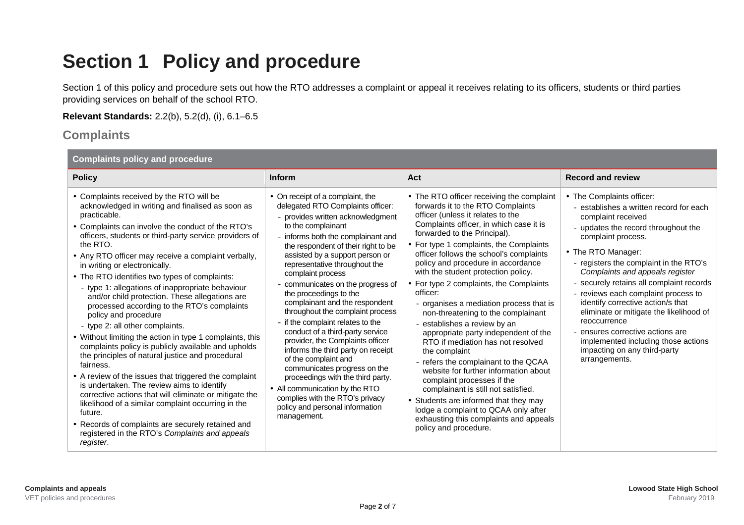# Section 1 Policy and procedure

Section 1 of this policy and procedure sets out how the RTO addresses a complaint or appeal it receives relating to its officers, students or third parties providing services on behalf of the school RTO.

**Relevant Standards:** 2.2(b), 5.2(d), (i), 6.1–6.5

## Complaints

| Complaints policy and procedure | | | |
|---|---|---|---|
| **Policy** | **Inform** | **Act** | **Record and review** |
| • Complaints received by the RTO will be acknowledged in writing and finalised as soon as practicable.<br>• Complaints can involve the conduct of the RTO's officers, students or third-party service providers of the RTO.<br>• Any RTO officer may receive a complaint verbally, in writing or electronically.<br>• The RTO identifies two types of complaints:<br>- type 1: allegations of inappropriate behaviour and/or child protection. These allegations are processed according to the RTO's complaints policy and procedure<br>- type 2: all other complaints.<br>• Without limiting the action in type 1 complaints, this complaints policy is publicly available and upholds the principles of natural justice and procedural fairness.<br>• A review of the issues that triggered the complaint is undertaken. The review aims to identify corrective actions that will eliminate or mitigate the likelihood of a similar complaint occurring in the future.<br>• Records of complaints are securely retained and registered in the RTO's *Complaints and appeals register*. | • On receipt of a complaint, the delegated RTO Complaints officer:<br>- provides written acknowledgment to the complainant<br>- informs both the complainant and the respondent of their right to be assisted by a support person or representative throughout the complaint process<br>- communicates on the progress of the proceedings to the complainant and the respondent throughout the complaint process<br>- if the complaint relates to the conduct of a third-party service provider, the Complaints officer informs the third party on receipt of the complaint and communicates progress on the proceedings with the third party.<br>• All communication by the RTO complies with the RTO's privacy policy and personal information management. | • The RTO officer receiving the complaint forwards it to the RTO Complaints officer (unless it relates to the Complaints officer, in which case it is forwarded to the Principal).<br>• For type 1 complaints, the Complaints officer follows the school's complaints policy and procedure in accordance with the student protection policy.<br>• For type 2 complaints, the Complaints officer:<br>- organises a mediation process that is non-threatening to the complainant<br>- establishes a review by an appropriate party independent of the RTO if mediation has not resolved the complaint<br>- refers the complainant to the QCAA website for further information about complaint processes if the complainant is still not satisfied.<br>• Students are informed that they may lodge a complaint to QCAA only after exhausting this complaints and appeals policy and procedure. | • The Complaints officer:<br>- establishes a written record for each complaint received<br>- updates the record throughout the complaint process.<br>• The RTO Manager:<br>- registers the complaint in the RTO's *Complaints and appeals register*<br>- securely retains all complaint records<br>- reviews each complaint process to identify corrective action/s that eliminate or mitigate the likelihood of reoccurrence<br>- ensures corrective actions are implemented including those actions impacting on any third-party arrangements. |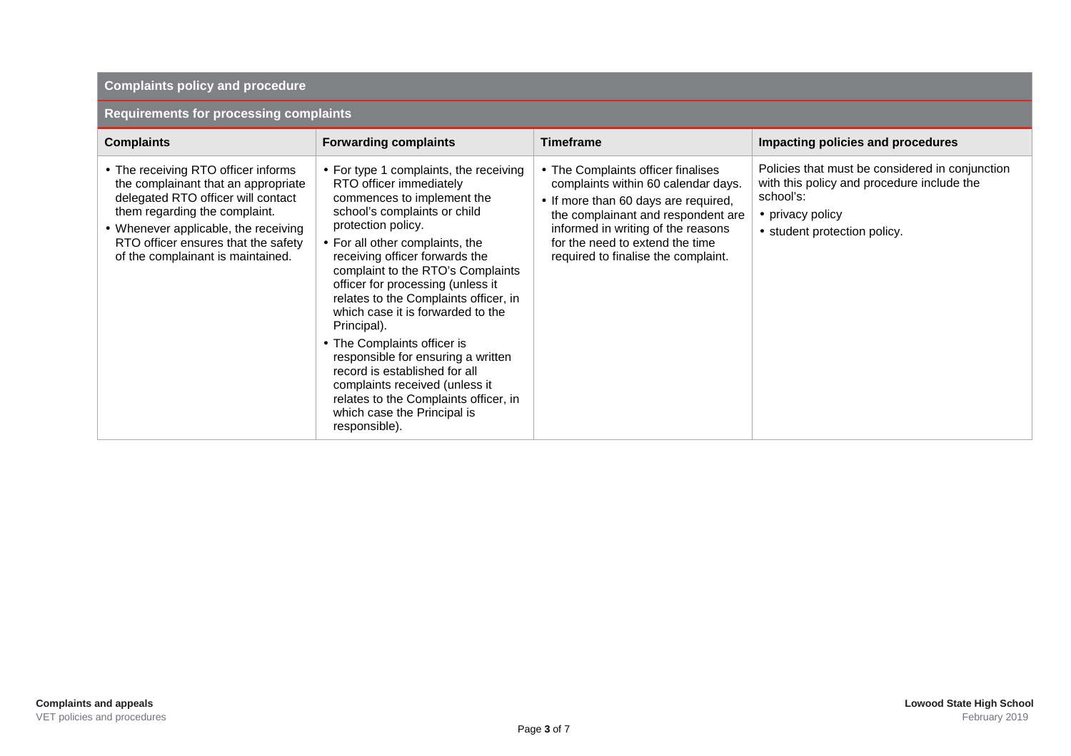| Complaints policy and procedure | | | |
|---|---|---|---|
| **Requirements for processing complaints** | | | |
| **Complaints** | **Forwarding complaints** | **Timeframe** | **Impacting policies and procedures** |
| • The receiving RTO officer informs the complainant that an appropriate delegated RTO officer will contact them regarding the complaint.<br>• Whenever applicable, the receiving RTO officer ensures that the safety of the complainant is maintained. | • For type 1 complaints, the receiving RTO officer immediately commences to implement the school's complaints or child protection policy.<br>• For all other complaints, the receiving officer forwards the complaint to the RTO's Complaints officer for processing (unless it relates to the Complaints officer, in which case it is forwarded to the Principal).<br>• The Complaints officer is responsible for ensuring a written record is established for all complaints received (unless it relates to the Complaints officer, in which case the Principal is responsible). | • The Complaints officer finalises complaints within 60 calendar days.<br>• If more than 60 days are required, the complainant and respondent are informed in writing of the reasons for the need to extend the time required to finalise the complaint. | Policies that must be considered in conjunction with this policy and procedure include the school's:<br>• privacy policy<br>• student protection policy. |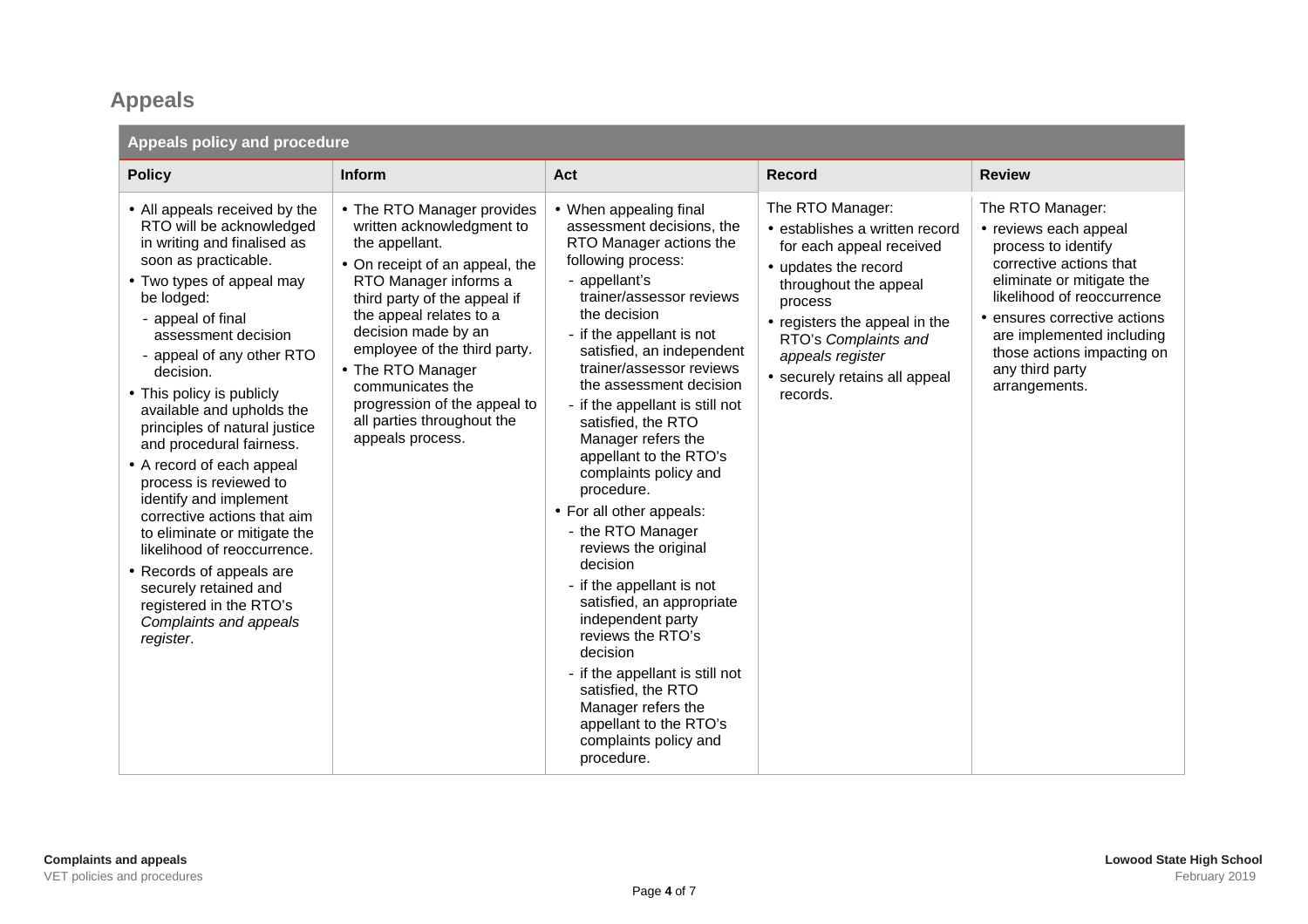## Appeals

| Appeals policy and procedure | | | | |
|---|---|---|---|---|
| **Policy** | **Inform** | **Act** | **Record** | **Review** |
| • All appeals received by the RTO will be acknowledged in writing and finalised as soon as practicable.<br>• Two types of appeal may be lodged:<br>- appeal of final assessment decision<br>- appeal of any other RTO decision.<br>• This policy is publicly available and upholds the principles of natural justice and procedural fairness.<br>• A record of each appeal process is reviewed to identify and implement corrective actions that aim to eliminate or mitigate the likelihood of reoccurrence.<br>• Records of appeals are securely retained and registered in the RTO's *Complaints and appeals register*. | • The RTO Manager provides written acknowledgment to the appellant.<br>• On receipt of an appeal, the RTO Manager informs a third party of the appeal if the appeal relates to a decision made by an employee of the third party.<br>• The RTO Manager communicates the progression of the appeal to all parties throughout the appeals process. | • When appealing final assessment decisions, the RTO Manager actions the following process:<br>- appellant's trainer/assessor reviews the decision<br>- if the appellant is not satisfied, an independent trainer/assessor reviews the assessment decision<br>- if the appellant is still not satisfied, the RTO Manager refers the appellant to the RTO's complaints policy and procedure.<br>• For all other appeals:<br>- the RTO Manager reviews the original decision<br>- if the appellant is not satisfied, an appropriate independent party reviews the RTO's decision<br>- if the appellant is still not satisfied, the RTO Manager refers the appellant to the RTO's complaints policy and procedure. | The RTO Manager:<br>• establishes a written record for each appeal received<br>• updates the record throughout the appeal process<br>• registers the appeal in the RTO's *Complaints and appeals register*<br>• securely retains all appeal records. | The RTO Manager:<br>• reviews each appeal process to identify corrective actions that eliminate or mitigate the likelihood of reoccurrence<br>• ensures corrective actions are implemented including those actions impacting on any third party arrangements. |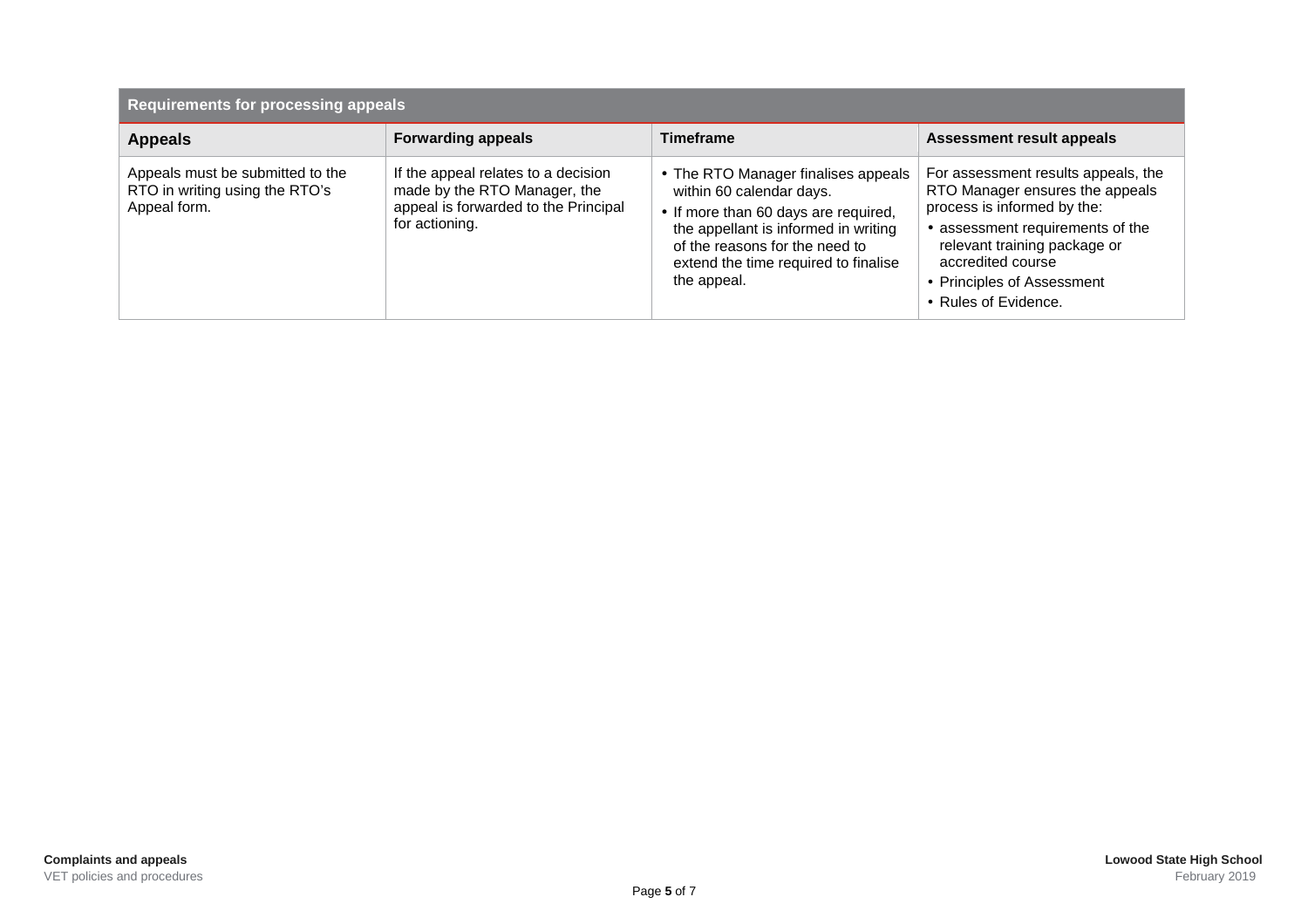| Requirements for processing appeals | | | |
|---|---|---|---|
| **Appeals** | **Forwarding appeals** | **Timeframe** | **Assessment result appeals** |
| Appeals must be submitted to the RTO in writing using the RTO's Appeal form. | If the appeal relates to a decision made by the RTO Manager, the appeal is forwarded to the Principal for actioning. | • The RTO Manager finalises appeals within 60 calendar days.<br>• If more than 60 days are required, the appellant is informed in writing of the reasons for the need to extend the time required to finalise the appeal. | For assessment results appeals, the RTO Manager ensures the appeals process is informed by the:<br>• assessment requirements of the relevant training package or accredited course<br>• Principles of Assessment<br>• Rules of Evidence. |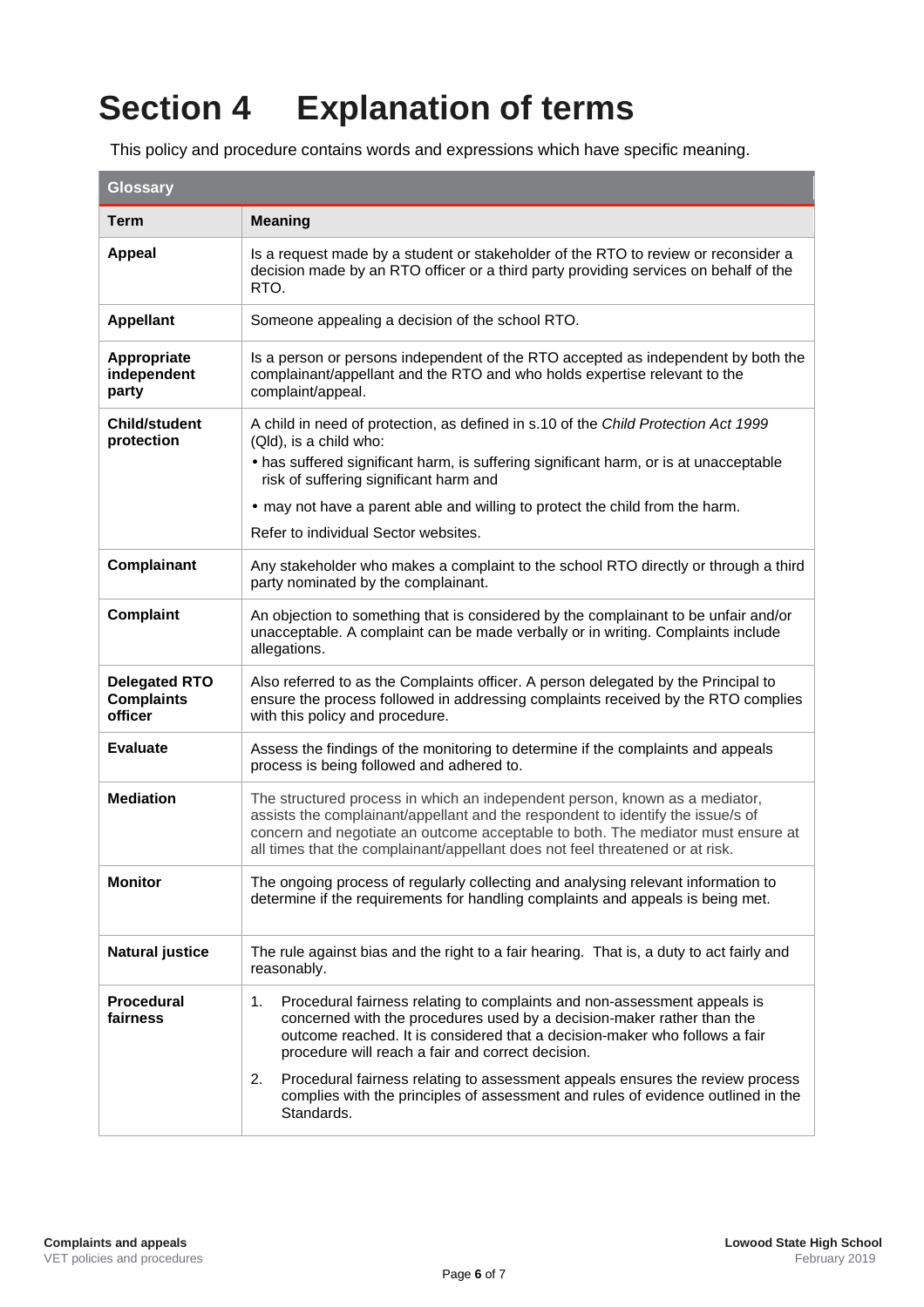# Section 4 Explanation of terms

This policy and procedure contains words and expressions which have specific meaning.

| Glossary | |
|---|---|
| **Term** | **Meaning** |
| **Appeal** | Is a request made by a student or stakeholder of the RTO to review or reconsider a decision made by an RTO officer or a third party providing services on behalf of the RTO. |
| **Appellant** | Someone appealing a decision of the school RTO. |
| **Appropriate independent party** | Is a person or persons independent of the RTO accepted as independent by both the complainant/appellant and the RTO and who holds expertise relevant to the complaint/appeal. |
| **Child/student protection** | A child in need of protection, as defined in s.10 of the *Child Protection Act 1999* (Qld), is a child who:<br>• has suffered significant harm, is suffering significant harm, or is at unacceptable risk of suffering significant harm and<br>• may not have a parent able and willing to protect the child from the harm.<br>Refer to individual Sector websites. |
| **Complainant** | Any stakeholder who makes a complaint to the school RTO directly or through a third party nominated by the complainant. |
| **Complaint** | An objection to something that is considered by the complainant to be unfair and/or unacceptable. A complaint can be made verbally or in writing. Complaints include allegations. |
| **Delegated RTO Complaints officer** | Also referred to as the Complaints officer. A person delegated by the Principal to ensure the process followed in addressing complaints received by the RTO complies with this policy and procedure. |
| **Evaluate** | Assess the findings of the monitoring to determine if the complaints and appeals process is being followed and adhered to. |
| **Mediation** | The structured process in which an independent person, known as a mediator, assists the complainant/appellant and the respondent to identify the issue/s of concern and negotiate an outcome acceptable to both. The mediator must ensure at all times that the complainant/appellant does not feel threatened or at risk. |
| **Monitor** | The ongoing process of regularly collecting and analysing relevant information to determine if the requirements for handling complaints and appeals is being met. |
| **Natural justice** | The rule against bias and the right to a fair hearing. That is, a duty to act fairly and reasonably. |
| **Procedural fairness** | 1. Procedural fairness relating to complaints and non-assessment appeals is concerned with the procedures used by a decision-maker rather than the outcome reached. It is considered that a decision-maker who follows a fair procedure will reach a fair and correct decision.<br>2. Procedural fairness relating to assessment appeals ensures the review process complies with the principles of assessment and rules of evidence outlined in the Standards. |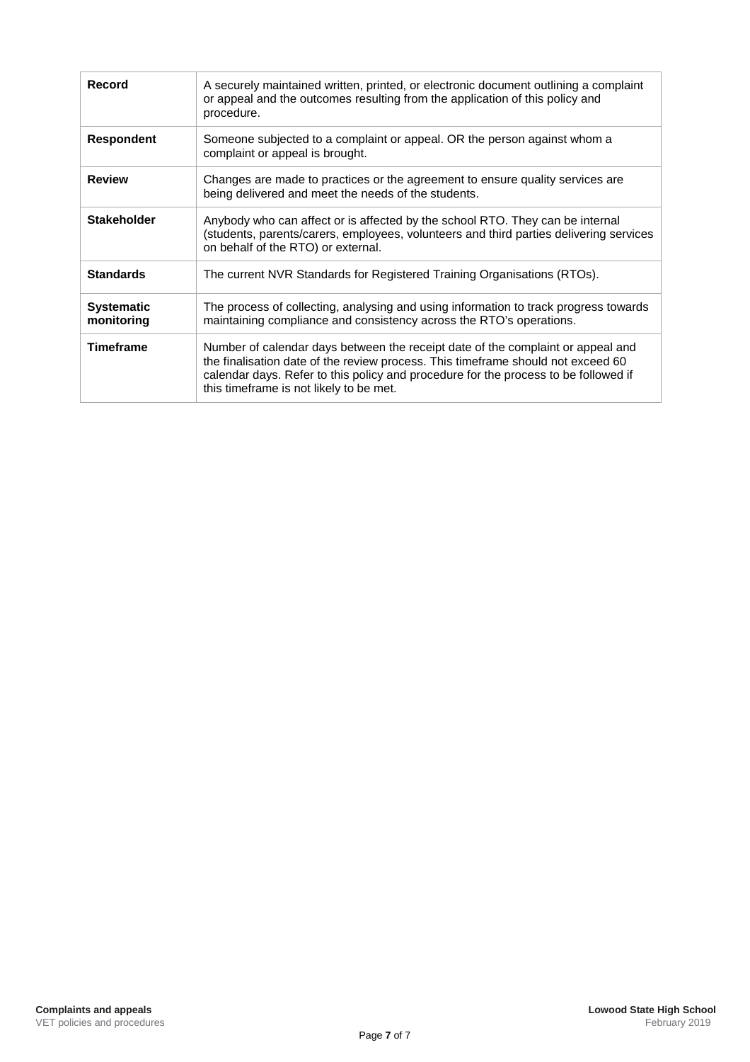| | |
|---|---|
| **Record** | A securely maintained written, printed, or electronic document outlining a complaint or appeal and the outcomes resulting from the application of this policy and procedure. |
| **Respondent** | Someone subjected to a complaint or appeal. OR the person against whom a complaint or appeal is brought. |
| **Review** | Changes are made to practices or the agreement to ensure quality services are being delivered and meet the needs of the students. |
| **Stakeholder** | Anybody who can affect or is affected by the school RTO. They can be internal (students, parents/carers, employees, volunteers and third parties delivering services on behalf of the RTO) or external. |
| **Standards** | The current NVR Standards for Registered Training Organisations (RTOs). |
| **Systematic monitoring** | The process of collecting, analysing and using information to track progress towards maintaining compliance and consistency across the RTO's operations. |
| **Timeframe** | Number of calendar days between the receipt date of the complaint or appeal and the finalisation date of the review process. This timeframe should not exceed 60 calendar days. Refer to this policy and procedure for the process to be followed if this timeframe is not likely to be met. |